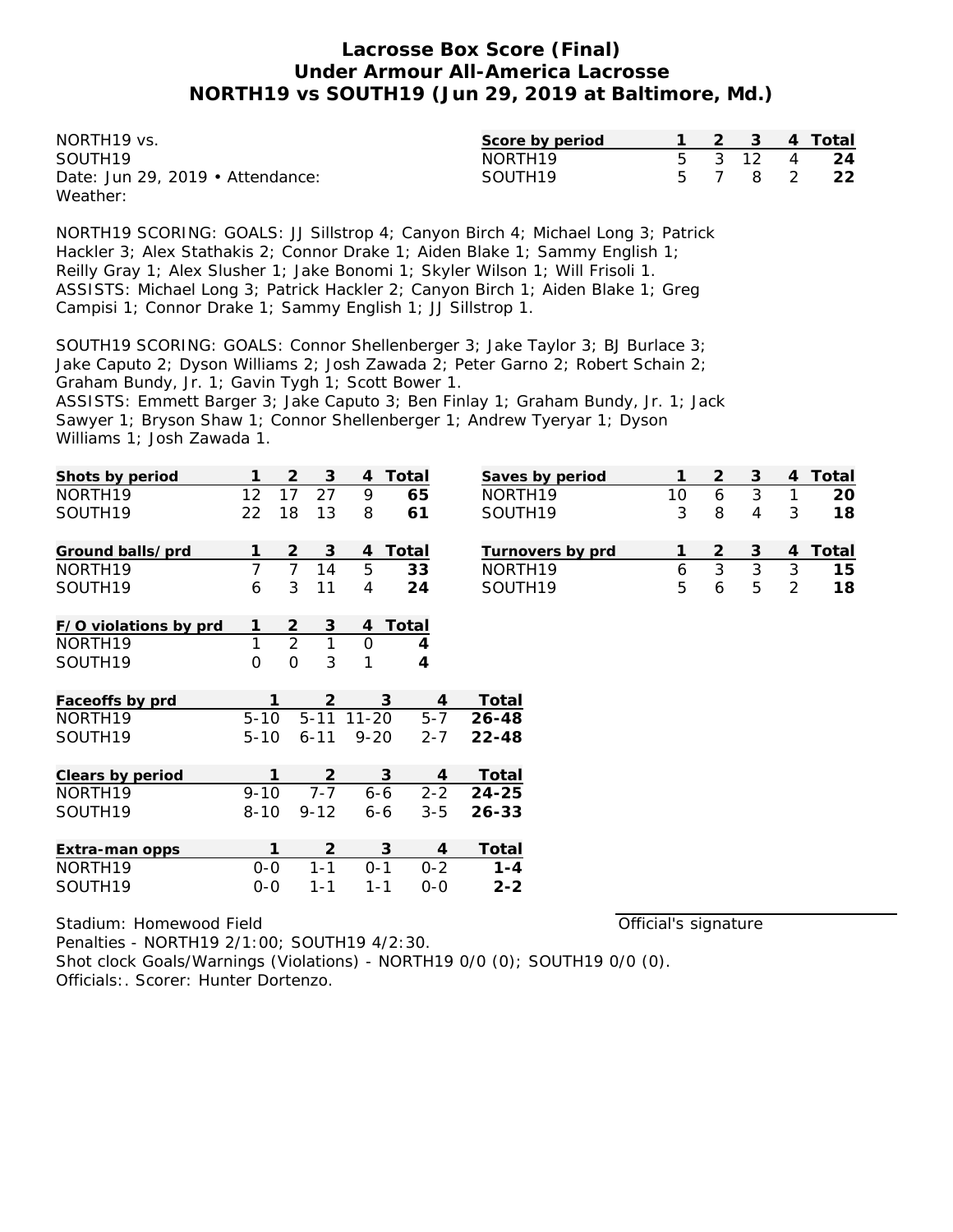# Lacrosse Box Score (Final)
## Under Armour All-America Lacrosse
## NORTH19 vs SOUTH19 (Jun 29, 2019 at Baltimore, Md.)

NORTH19 vs.
SOUTH19
Date: Jun 29, 2019 • Attendance:
Weather:

| Score by period | 1 | 2 | 3 | 4 | Total |
|---|---|---|---|---|---|
| NORTH19 | 5 | 3 | 12 | 4 | **24** |
| SOUTH19 | 5 | 7 | 8 | 2 | **22** |

NORTH19 SCORING: GOALS: JJ Sillstrop 4; Canyon Birch 4; Michael Long 3; Patrick Hackler 3; Alex Stathakis 2; Connor Drake 1; Aiden Blake 1; Sammy English 1; Reilly Gray 1; Alex Slusher 1; Jake Bonomi 1; Skyler Wilson 1; Will Frisoli 1.
ASSISTS: Michael Long 3; Patrick Hackler 2; Canyon Birch 1; Aiden Blake 1; Greg Campisi 1; Connor Drake 1; Sammy English 1; JJ Sillstrop 1.

SOUTH19 SCORING: GOALS: Connor Shellenberger 3; Jake Taylor 3; BJ Burlace 3; Jake Caputo 2; Dyson Williams 2; Josh Zawada 2; Peter Garno 2; Robert Schain 2; Graham Bundy, Jr. 1; Gavin Tygh 1; Scott Bower 1.
ASSISTS: Emmett Barger 3; Jake Caputo 3; Ben Finlay 1; Graham Bundy, Jr. 1; Jack Sawyer 1; Bryson Shaw 1; Connor Shellenberger 1; Andrew Tyeryar 1; Dyson Williams 1; Josh Zawada 1.

| Shots by period | 1 | 2 | 3 | 4 | Total |
|---|---|---|---|---|---|
| NORTH19 | 12 | 17 | 27 | 9 | **65** |
| SOUTH19 | 22 | 18 | 13 | 8 | **61** |

| Saves by period | 1 | 2 | 3 | 4 | Total |
|---|---|---|---|---|---|
| NORTH19 | 10 | 6 | 3 | 1 | **20** |
| SOUTH19 | 3 | 8 | 4 | 3 | **18** |

| Ground balls/prd | 1 | 2 | 3 | 4 | Total |
|---|---|---|---|---|---|
| NORTH19 | 7 | 7 | 14 | 5 | **33** |
| SOUTH19 | 6 | 3 | 11 | 4 | **24** |

| Turnovers by prd | 1 | 2 | 3 | 4 | Total |
|---|---|---|---|---|---|
| NORTH19 | 6 | 3 | 3 | 3 | **15** |
| SOUTH19 | 5 | 6 | 5 | 2 | **18** |

| F/O violations by prd | 1 | 2 | 3 | 4 | Total |
|---|---|---|---|---|---|
| NORTH19 | 1 | 2 | 1 | 0 | **4** |
| SOUTH19 | 0 | 0 | 3 | 1 | **4** |

| Faceoffs by prd | 1 | 2 | 3 | 4 | Total |
|---|---|---|---|---|---|
| NORTH19 | 5-10 | 5-11 | 11-20 | 5-7 | **26-48** |
| SOUTH19 | 5-10 | 6-11 | 9-20 | 2-7 | **22-48** |

| Clears by period | 1 | 2 | 3 | 4 | Total |
|---|---|---|---|---|---|
| NORTH19 | 9-10 | 7-7 | 6-6 | 2-2 | **24-25** |
| SOUTH19 | 8-10 | 9-12 | 6-6 | 3-5 | **26-33** |

| Extra-man opps | 1 | 2 | 3 | 4 | Total |
|---|---|---|---|---|---|
| NORTH19 | 0-0 | 1-1 | 0-1 | 0-2 | **1-4** |
| SOUTH19 | 0-0 | 1-1 | 1-1 | 0-0 | **2-2** |

Stadium: Homewood Field
Penalties - NORTH19 2/1:00; SOUTH19 4/2:30.
Shot clock Goals/Warnings (Violations) - NORTH19 0/0 (0); SOUTH19 0/0 (0).
Officials:. Scorer: Hunter Dortenzo.

Official's signature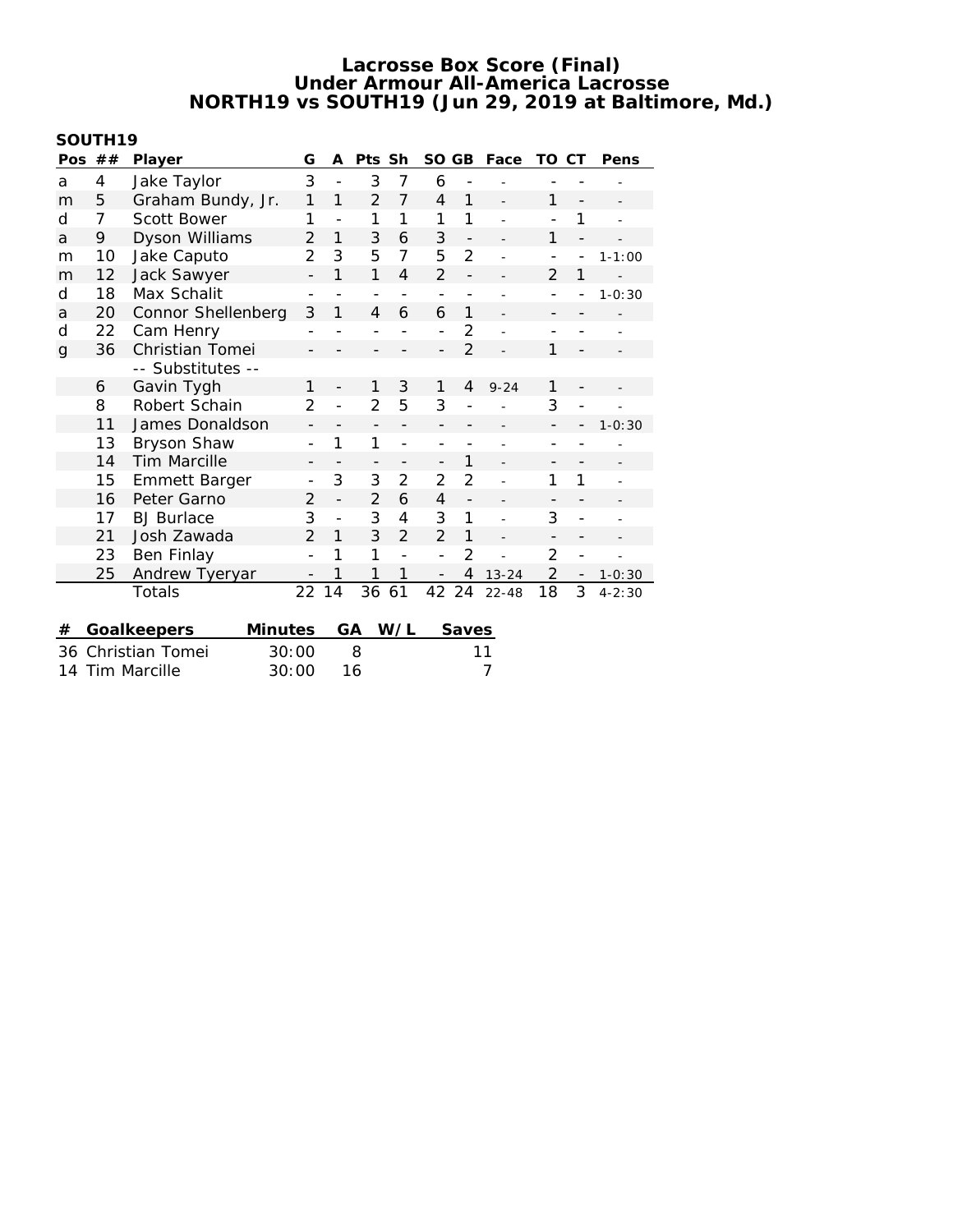# Lacrosse Box Score (Final)
## Under Armour All-America Lacrosse
## NORTH19 vs SOUTH19 (Jun 29, 2019 at Baltimore, Md.)

### SOUTH19

| Pos | ## | Player | G | A | Pts | Sh | SO | GB | Face | TO | CT | Pens |
|---|---|---|---|---|---|---|---|---|---|---|---|---|
| a | 4 | Jake Taylor | 3 | - | 3 | 7 | 6 | - | - | - | - | - |
| m | 5 | Graham Bundy, Jr. | 1 | 1 | 2 | 7 | 4 | 1 | - | 1 | - | - |
| d | 7 | Scott Bower | 1 | - | 1 | 1 | 1 | 1 | - | - | 1 | - |
| a | 9 | Dyson Williams | 2 | 1 | 3 | 6 | 3 | - | - | 1 | - | - |
| m | 10 | Jake Caputo | 2 | 3 | 5 | 7 | 5 | 2 | - | - | - | 1-1:00 |
| m | 12 | Jack Sawyer | - | 1 | 1 | 4 | 2 | - | - | 2 | 1 | - |
| d | 18 | Max Schalit | - | - | - | - | - | - | - | - | - | 1-0:30 |
| a | 20 | Connor Shellenberg | 3 | 1 | 4 | 6 | 6 | 1 | - | - | - | - |
| d | 22 | Cam Henry | - | - | - | - | - | 2 | - | - | - | - |
| g | 36 | Christian Tomei | - | - | - | - | - | 2 | - | 1 | - | - |
| | | -- Substitutes -- | | | | | | | | | | |
| | 6 | Gavin Tygh | 1 | - | 1 | 3 | 1 | 4 | 9-24 | 1 | - | - |
| | 8 | Robert Schain | 2 | - | 2 | 5 | 3 | - | - | 3 | - | - |
| | 11 | James Donaldson | - | - | - | - | - | - | - | - | - | 1-0:30 |
| | 13 | Bryson Shaw | - | 1 | 1 | - | - | - | - | - | - | - |
| | 14 | Tim Marcille | - | - | - | - | - | 1 | - | - | - | - |
| | 15 | Emmett Barger | - | 3 | 3 | 2 | 2 | 2 | - | 1 | 1 | - |
| | 16 | Peter Garno | 2 | - | 2 | 6 | 4 | - | - | - | - | - |
| | 17 | BJ Burlace | 3 | - | 3 | 4 | 3 | 1 | - | 3 | - | - |
| | 21 | Josh Zawada | 2 | 1 | 3 | 2 | 2 | 1 | - | - | - | - |
| | 23 | Ben Finlay | - | 1 | 1 | - | - | 2 | - | 2 | - | - |
| | 25 | Andrew Tyeryar | - | 1 | 1 | 1 | - | 4 | 13-24 | 2 | - | 1-0:30 |
| | | Totals | 22 | 14 | 36 | 61 | 42 | 24 | 22-48 | 18 | 3 | 4-2:30 |

| # | Goalkeepers | Minutes | GA | W/L | Saves |
|---|---|---|---|---|---|
| 36 | Christian Tomei | 30:00 | 8 | | 11 |
| 14 | Tim Marcille | 30:00 | 16 | | 7 |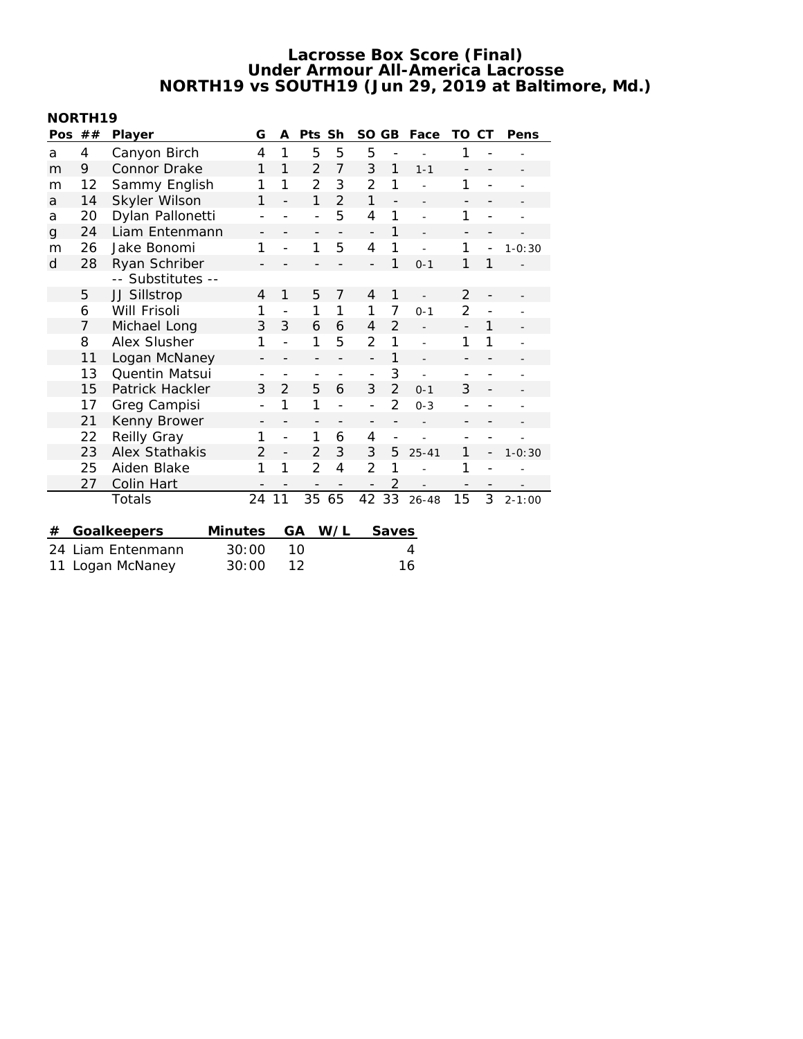# Lacrosse Box Score (Final)
## Under Armour All-America Lacrosse
## NORTH19 vs SOUTH19 (Jun 29, 2019 at Baltimore, Md.)

**NORTH19**

| Pos | ## | Player | G | A | Pts | Sh | SO | GB | Face | TO | CT | Pens |
|---|---|---|---|---|---|---|---|---|---|---|---|---|
| a | 4 | Canyon Birch | 4 | 1 | 5 | 5 | 5 | - | - | 1 | - | - |
| m | 9 | Connor Drake | 1 | 1 | 2 | 7 | 3 | 1 | 1-1 | - | - | - |
| m | 12 | Sammy English | 1 | 1 | 2 | 3 | 2 | 1 | - | 1 | - | - |
| a | 14 | Skyler Wilson | 1 | - | 1 | 2 | 1 | - | - | - | - | - |
| a | 20 | Dylan Pallonetti | - | - | - | 5 | 4 | 1 | - | 1 | - | - |
| g | 24 | Liam Entenmann | - | - | - | - | - | 1 | - | - | - | - |
| m | 26 | Jake Bonomi | 1 | - | 1 | 5 | 4 | 1 | - | 1 | - | 1-0:30 |
| d | 28 | Ryan Schriber | - | - | - | - | - | 1 | 0-1 | 1 | 1 | - |
| | | -- Substitutes -- | | | | | | | | | | |
| | 5 | JJ Sillstrop | 4 | 1 | 5 | 7 | 4 | 1 | - | 2 | - | - |
| | 6 | Will Frisoli | 1 | - | 1 | 1 | 1 | 7 | 0-1 | 2 | - | - |
| | 7 | Michael Long | 3 | 3 | 6 | 6 | 4 | 2 | - | - | 1 | - |
| | 8 | Alex Slusher | 1 | - | 1 | 5 | 2 | 1 | - | 1 | 1 | - |
| | 11 | Logan McNaney | - | - | - | - | - | 1 | - | - | - | - |
| | 13 | Quentin Matsui | - | - | - | - | - | 3 | - | - | - | - |
| | 15 | Patrick Hackler | 3 | 2 | 5 | 6 | 3 | 2 | 0-1 | 3 | - | - |
| | 17 | Greg Campisi | - | 1 | 1 | - | - | 2 | 0-3 | - | - | - |
| | 21 | Kenny Brower | - | - | - | - | - | - | - | - | - | - |
| | 22 | Reilly Gray | 1 | - | 1 | 6 | 4 | - | - | - | - | - |
| | 23 | Alex Stathakis | 2 | - | 2 | 3 | 3 | 5 | 25-41 | 1 | - | 1-0:30 |
| | 25 | Aiden Blake | 1 | 1 | 2 | 4 | 2 | 1 | - | 1 | - | - |
| | 27 | Colin Hart | - | - | - | - | - | 2 | - | - | - | - |
| | | Totals | 24 | 11 | 35 | 65 | 42 | 33 | 26-48 | 15 | 3 | 2-1:00 |

| # | Goalkeepers | Minutes | GA | W/L | Saves |
|---|---|---|---|---|---|
| 24 | Liam Entenmann | 30:00 | 10 | | 4 |
| 11 | Logan McNaney | 30:00 | 12 | | 16 |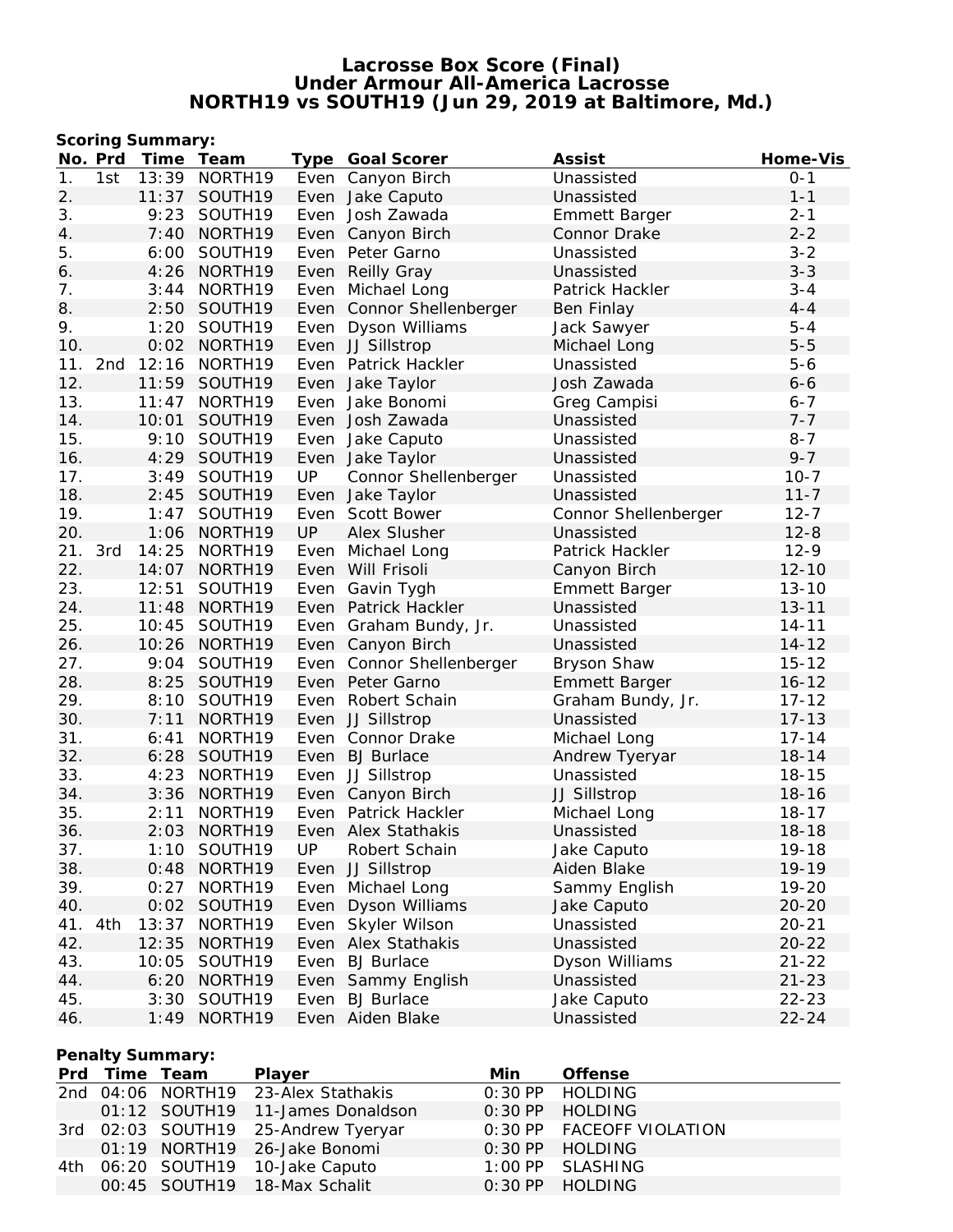# Lacrosse Box Score (Final)
## Under Armour All-America Lacrosse
## NORTH19 vs SOUTH19 (Jun 29, 2019 at Baltimore, Md.)

**Scoring Summary:**

| No. | Prd | Time | Team | Type | Goal Scorer | Assist | Home-Vis |
|---|---|---|---|---|---|---|---|
| 1. | 1st | 13:39 | NORTH19 | Even | Canyon Birch | Unassisted | 0-1 |
| 2. | | 11:37 | SOUTH19 | Even | Jake Caputo | Unassisted | 1-1 |
| 3. | | 9:23 | SOUTH19 | Even | Josh Zawada | Emmett Barger | 2-1 |
| 4. | | 7:40 | NORTH19 | Even | Canyon Birch | Connor Drake | 2-2 |
| 5. | | 6:00 | SOUTH19 | Even | Peter Garno | Unassisted | 3-2 |
| 6. | | 4:26 | NORTH19 | Even | Reilly Gray | Unassisted | 3-3 |
| 7. | | 3:44 | NORTH19 | Even | Michael Long | Patrick Hackler | 3-4 |
| 8. | | 2:50 | SOUTH19 | Even | Connor Shellenberger | Ben Finlay | 4-4 |
| 9. | | 1:20 | SOUTH19 | Even | Dyson Williams | Jack Sawyer | 5-4 |
| 10. | | 0:02 | NORTH19 | Even | JJ Sillstrop | Michael Long | 5-5 |
| 11. | 2nd | 12:16 | NORTH19 | Even | Patrick Hackler | Unassisted | 5-6 |
| 12. | | 11:59 | SOUTH19 | Even | Jake Taylor | Josh Zawada | 6-6 |
| 13. | | 11:47 | NORTH19 | Even | Jake Bonomi | Greg Campisi | 6-7 |
| 14. | | 10:01 | SOUTH19 | Even | Josh Zawada | Unassisted | 7-7 |
| 15. | | 9:10 | SOUTH19 | Even | Jake Caputo | Unassisted | 8-7 |
| 16. | | 4:29 | SOUTH19 | Even | Jake Taylor | Unassisted | 9-7 |
| 17. | | 3:49 | SOUTH19 | UP | Connor Shellenberger | Unassisted | 10-7 |
| 18. | | 2:45 | SOUTH19 | Even | Jake Taylor | Unassisted | 11-7 |
| 19. | | 1:47 | SOUTH19 | Even | Scott Bower | Connor Shellenberger | 12-7 |
| 20. | | 1:06 | NORTH19 | UP | Alex Slusher | Unassisted | 12-8 |
| 21. | 3rd | 14:25 | NORTH19 | Even | Michael Long | Patrick Hackler | 12-9 |
| 22. | | 14:07 | NORTH19 | Even | Will Frisoli | Canyon Birch | 12-10 |
| 23. | | 12:51 | SOUTH19 | Even | Gavin Tygh | Emmett Barger | 13-10 |
| 24. | | 11:48 | NORTH19 | Even | Patrick Hackler | Unassisted | 13-11 |
| 25. | | 10:45 | SOUTH19 | Even | Graham Bundy, Jr. | Unassisted | 14-11 |
| 26. | | 10:26 | NORTH19 | Even | Canyon Birch | Unassisted | 14-12 |
| 27. | | 9:04 | SOUTH19 | Even | Connor Shellenberger | Bryson Shaw | 15-12 |
| 28. | | 8:25 | SOUTH19 | Even | Peter Garno | Emmett Barger | 16-12 |
| 29. | | 8:10 | SOUTH19 | Even | Robert Schain | Graham Bundy, Jr. | 17-12 |
| 30. | | 7:11 | NORTH19 | Even | JJ Sillstrop | Unassisted | 17-13 |
| 31. | | 6:41 | NORTH19 | Even | Connor Drake | Michael Long | 17-14 |
| 32. | | 6:28 | SOUTH19 | Even | BJ Burlace | Andrew Tyeryar | 18-14 |
| 33. | | 4:23 | NORTH19 | Even | JJ Sillstrop | Unassisted | 18-15 |
| 34. | | 3:36 | NORTH19 | Even | Canyon Birch | JJ Sillstrop | 18-16 |
| 35. | | 2:11 | NORTH19 | Even | Patrick Hackler | Michael Long | 18-17 |
| 36. | | 2:03 | NORTH19 | Even | Alex Stathakis | Unassisted | 18-18 |
| 37. | | 1:10 | SOUTH19 | UP | Robert Schain | Jake Caputo | 19-18 |
| 38. | | 0:48 | NORTH19 | Even | JJ Sillstrop | Aiden Blake | 19-19 |
| 39. | | 0:27 | NORTH19 | Even | Michael Long | Sammy English | 19-20 |
| 40. | | 0:02 | SOUTH19 | Even | Dyson Williams | Jake Caputo | 20-20 |
| 41. | 4th | 13:37 | NORTH19 | Even | Skyler Wilson | Unassisted | 20-21 |
| 42. | | 12:35 | NORTH19 | Even | Alex Stathakis | Unassisted | 20-22 |
| 43. | | 10:05 | SOUTH19 | Even | BJ Burlace | Dyson Williams | 21-22 |
| 44. | | 6:20 | NORTH19 | Even | Sammy English | Unassisted | 21-23 |
| 45. | | 3:30 | SOUTH19 | Even | BJ Burlace | Jake Caputo | 22-23 |
| 46. | | 1:49 | NORTH19 | Even | Aiden Blake | Unassisted | 22-24 |

**Penalty Summary:**

| Prd | Time | Team | Player | Min | Offense |
|---|---|---|---|---|---|
| 2nd | 04:06 | NORTH19 | 23-Alex Stathakis | 0:30 PP | HOLDING |
| | 01:12 | SOUTH19 | 11-James Donaldson | 0:30 PP | HOLDING |
| 3rd | 02:03 | SOUTH19 | 25-Andrew Tyeryar | 0:30 PP | FACEOFF VIOLATION |
| | 01:19 | NORTH19 | 26-Jake Bonomi | 0:30 PP | HOLDING |
| 4th | 06:20 | SOUTH19 | 10-Jake Caputo | 1:00 PP | SLASHING |
| | 00:45 | SOUTH19 | 18-Max Schalit | 0:30 PP | HOLDING |